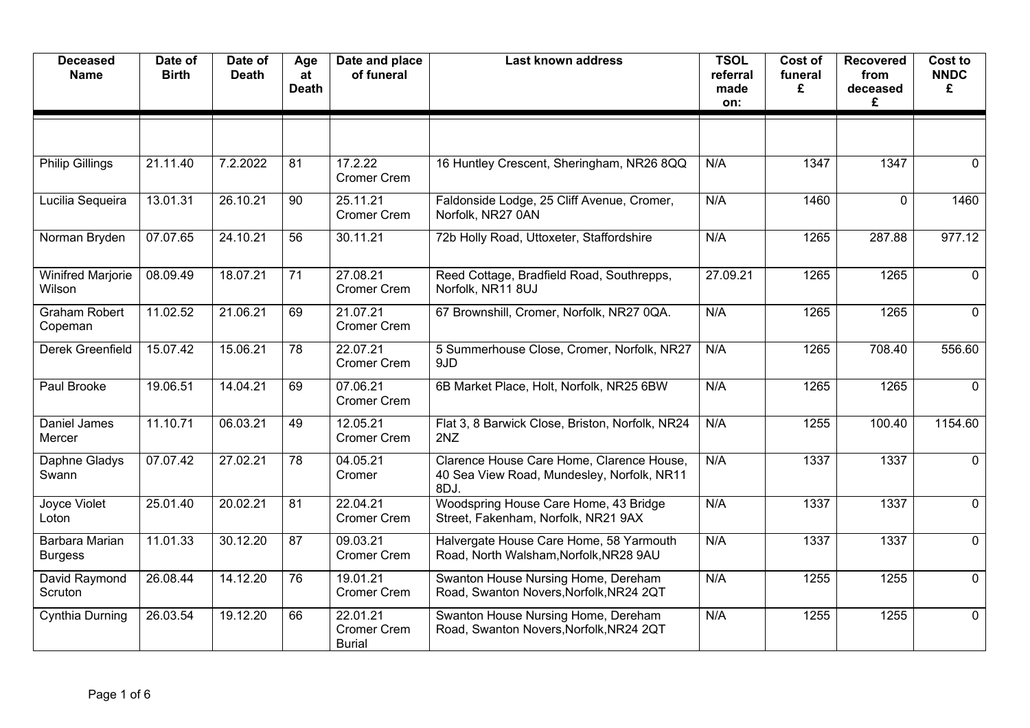| Deceased Name | Date of Birth | Date of Death | Age at Death | Date and place of funeral | Last known address | TSOL referral made on: | Cost of funeral £ | Recovered from deceased £ | Cost to NNDC £ |
|---|---|---|---|---|---|---|---|---|---|
| | | | | | | | | | |
| Philip Gillings | 21.11.40 | 7.2.2022 | 81 | 17.2.22 Cromer Crem | 16 Huntley Crescent, Sheringham, NR26 8QQ | N/A | 1347 | 1347 | 0 |
| Lucilia Sequeira | 13.01.31 | 26.10.21 | 90 | 25.11.21 Cromer Crem | Faldonside Lodge, 25 Cliff Avenue, Cromer, Norfolk, NR27 0AN | N/A | 1460 | 0 | 1460 |
| Norman Bryden | 07.07.65 | 24.10.21 | 56 | 30.11.21 | 72b Holly Road, Uttoxeter, Staffordshire | N/A | 1265 | 287.88 | 977.12 |
| Winifred Marjorie Wilson | 08.09.49 | 18.07.21 | 71 | 27.08.21 Cromer Crem | Reed Cottage, Bradfield Road, Southrepps, Norfolk, NR11 8UJ | 27.09.21 | 1265 | 1265 | 0 |
| Graham Robert Copeman | 11.02.52 | 21.06.21 | 69 | 21.07.21 Cromer Crem | 67 Brownshill, Cromer, Norfolk, NR27 0QA. | N/A | 1265 | 1265 | 0 |
| Derek Greenfield | 15.07.42 | 15.06.21 | 78 | 22.07.21 Cromer Crem | 5 Summerhouse Close, Cromer, Norfolk, NR27 9JD | N/A | 1265 | 708.40 | 556.60 |
| Paul Brooke | 19.06.51 | 14.04.21 | 69 | 07.06.21 Cromer Crem | 6B Market Place, Holt, Norfolk, NR25 6BW | N/A | 1265 | 1265 | 0 |
| Daniel James Mercer | 11.10.71 | 06.03.21 | 49 | 12.05.21 Cromer Crem | Flat 3, 8 Barwick Close, Briston, Norfolk, NR24 2NZ | N/A | 1255 | 100.40 | 1154.60 |
| Daphne Gladys Swann | 07.07.42 | 27.02.21 | 78 | 04.05.21 Cromer | Clarence House Care Home, Clarence House, 40 Sea View Road, Mundesley, Norfolk, NR11 8DJ. | N/A | 1337 | 1337 | 0 |
| Joyce Violet Loton | 25.01.40 | 20.02.21 | 81 | 22.04.21 Cromer Crem | Woodspring House Care Home, 43 Bridge Street, Fakenham, Norfolk, NR21 9AX | N/A | 1337 | 1337 | 0 |
| Barbara Marian Burgess | 11.01.33 | 30.12.20 | 87 | 09.03.21 Cromer Crem | Halvergate House Care Home, 58 Yarmouth Road, North Walsham,Norfolk,NR28 9AU | N/A | 1337 | 1337 | 0 |
| David Raymond Scruton | 26.08.44 | 14.12.20 | 76 | 19.01.21 Cromer Crem | Swanton House Nursing Home, Dereham Road, Swanton Novers,Norfolk,NR24 2QT | N/A | 1255 | 1255 | 0 |
| Cynthia Durning | 26.03.54 | 19.12.20 | 66 | 22.01.21 Cromer Crem Burial | Swanton House Nursing Home, Dereham Road, Swanton Novers,Norfolk,NR24 2QT | N/A | 1255 | 1255 | 0 |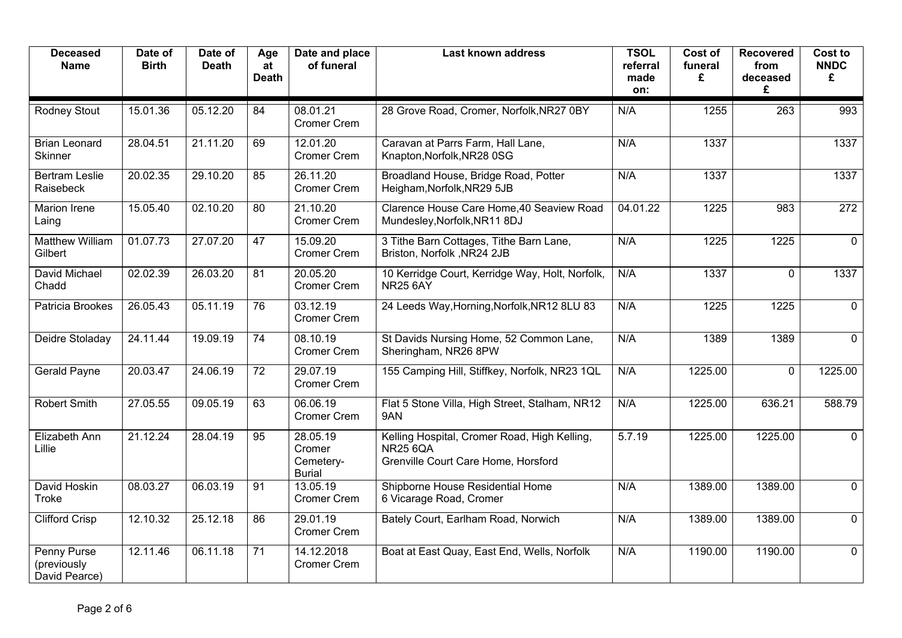| Deceased Name | Date of Birth | Date of Death | Age at Death | Date and place of funeral | Last known address | TSOL referral made on: | Cost of funeral £ | Recovered from deceased £ | Cost to NNDC £ |
|---|---|---|---|---|---|---|---|---|---|
| Rodney Stout | 15.01.36 | 05.12.20 | 84 | 08.01.21 Cromer Crem | 28 Grove Road, Cromer, Norfolk,NR27 0BY | N/A | 1255 | 263 | 993 |
| Brian Leonard Skinner | 28.04.51 | 21.11.20 | 69 | 12.01.20 Cromer Crem | Caravan at Parrs Farm, Hall Lane, Knapton,Norfolk,NR28 0SG | N/A | 1337 | | 1337 |
| Bertram Leslie Raisebeck | 20.02.35 | 29.10.20 | 85 | 26.11.20 Cromer Crem | Broadland House, Bridge Road, Potter Heigham,Norfolk,NR29 5JB | N/A | 1337 | | 1337 |
| Marion Irene Laing | 15.05.40 | 02.10.20 | 80 | 21.10.20 Cromer Crem | Clarence House Care Home,40 Seaview Road Mundesley,Norfolk,NR11 8DJ | 04.01.22 | 1225 | 983 | 272 |
| Matthew William Gilbert | 01.07.73 | 27.07.20 | 47 | 15.09.20 Cromer Crem | 3 Tithe Barn Cottages, Tithe Barn Lane, Briston, Norfolk ,NR24 2JB | N/A | 1225 | 1225 | 0 |
| David Michael Chadd | 02.02.39 | 26.03.20 | 81 | 20.05.20 Cromer Crem | 10 Kerridge Court, Kerridge Way, Holt, Norfolk, NR25 6AY | N/A | 1337 | 0 | 1337 |
| Patricia Brookes | 26.05.43 | 05.11.19 | 76 | 03.12.19 Cromer Crem | 24 Leeds Way,Horning,Norfolk,NR12 8LU 83 | N/A | 1225 | 1225 | 0 |
| Deidre Stoladay | 24.11.44 | 19.09.19 | 74 | 08.10.19 Cromer Crem | St Davids Nursing Home, 52 Common Lane, Sheringham, NR26 8PW | N/A | 1389 | 1389 | 0 |
| Gerald Payne | 20.03.47 | 24.06.19 | 72 | 29.07.19 Cromer Crem | 155 Camping Hill, Stiffkey, Norfolk, NR23 1QL | N/A | 1225.00 | 0 | 1225.00 |
| Robert Smith | 27.05.55 | 09.05.19 | 63 | 06.06.19 Cromer Crem | Flat 5 Stone Villa, High Street, Stalham, NR12 9AN | N/A | 1225.00 | 636.21 | 588.79 |
| Elizabeth Ann Lillie | 21.12.24 | 28.04.19 | 95 | 28.05.19 Cromer Cemetery-Burial | Kelling Hospital, Cromer Road, High Kelling, NR25 6QA Grenville Court Care Home, Horsford | 5.7.19 | 1225.00 | 1225.00 | 0 |
| David Hoskin Troke | 08.03.27 | 06.03.19 | 91 | 13.05.19 Cromer Crem | Shipborne House Residential Home 6 Vicarage Road, Cromer | N/A | 1389.00 | 1389.00 | 0 |
| Clifford Crisp | 12.10.32 | 25.12.18 | 86 | 29.01.19 Cromer Crem | Bately Court, Earlham Road, Norwich | N/A | 1389.00 | 1389.00 | 0 |
| Penny Purse (previously David Pearce) | 12.11.46 | 06.11.18 | 71 | 14.12.2018 Cromer Crem | Boat at East Quay, East End, Wells, Norfolk | N/A | 1190.00 | 1190.00 | 0 |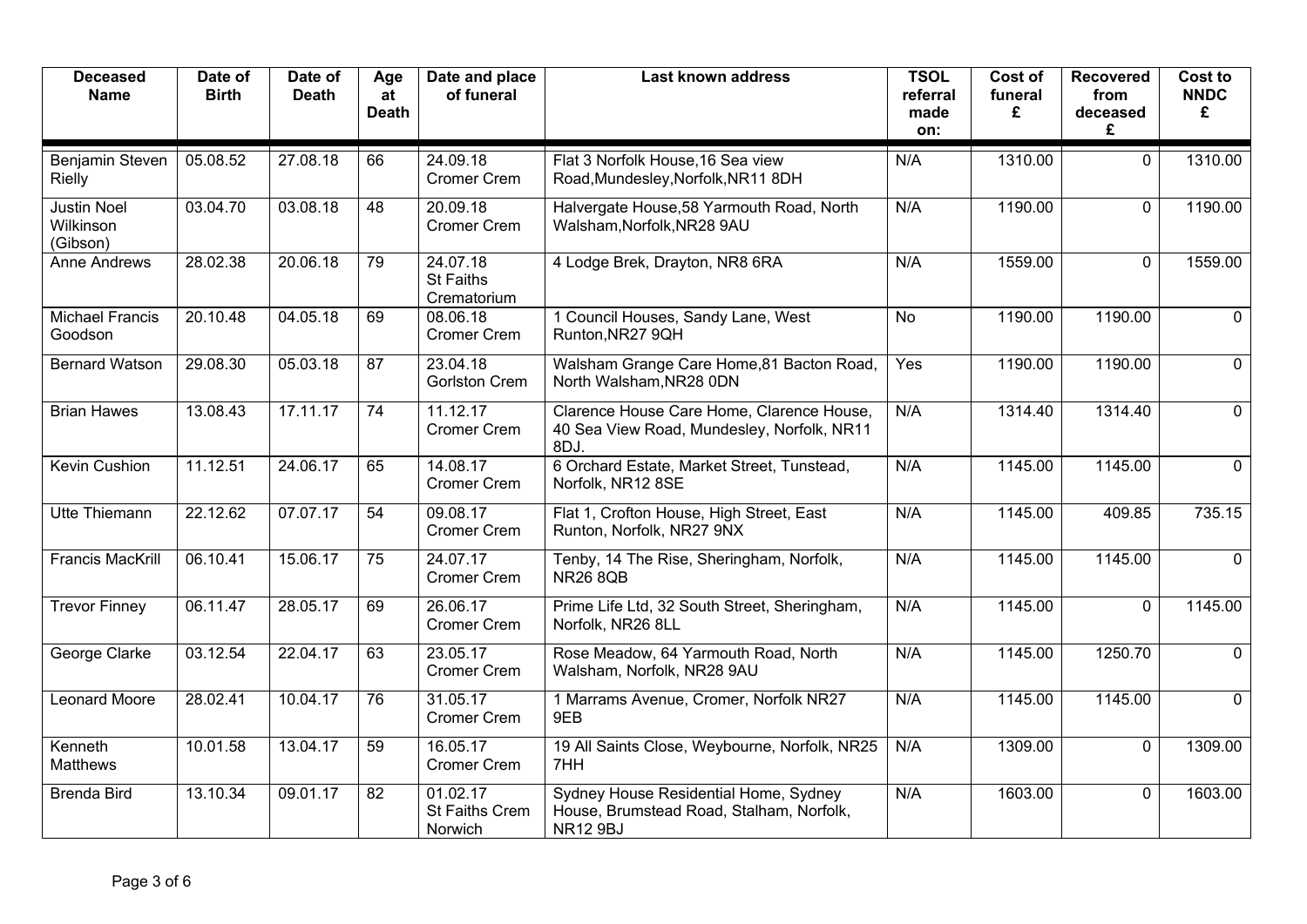| Deceased Name | Date of Birth | Date of Death | Age at Death | Date and place of funeral | Last known address | TSOL referral made on: | Cost of funeral £ | Recovered from deceased £ | Cost to NNDC £ |
|---|---|---|---|---|---|---|---|---|---|
| Benjamin Steven Rielly | 05.08.52 | 27.08.18 | 66 | 24.09.18 Cromer Crem | Flat 3 Norfolk House,16 Sea view Road,Mundesley,Norfolk,NR11 8DH | N/A | 1310.00 | 0 | 1310.00 |
| Justin Noel Wilkinson (Gibson) | 03.04.70 | 03.08.18 | 48 | 20.09.18 Cromer Crem | Halvergate House,58 Yarmouth Road, North Walsham,Norfolk,NR28 9AU | N/A | 1190.00 | 0 | 1190.00 |
| Anne Andrews | 28.02.38 | 20.06.18 | 79 | 24.07.18 St Faiths Crematorium | 4 Lodge Brek, Drayton, NR8 6RA | N/A | 1559.00 | 0 | 1559.00 |
| Michael Francis Goodson | 20.10.48 | 04.05.18 | 69 | 08.06.18 Cromer Crem | 1 Council Houses, Sandy Lane, West Runton,NR27 9QH | No | 1190.00 | 1190.00 | 0 |
| Bernard Watson | 29.08.30 | 05.03.18 | 87 | 23.04.18 Gorlston Crem | Walsham Grange Care Home,81 Bacton Road, North Walsham,NR28 0DN | Yes | 1190.00 | 1190.00 | 0 |
| Brian Hawes | 13.08.43 | 17.11.17 | 74 | 11.12.17 Cromer Crem | Clarence House Care Home, Clarence House, 40 Sea View Road, Mundesley, Norfolk, NR11 8DJ. | N/A | 1314.40 | 1314.40 | 0 |
| Kevin Cushion | 11.12.51 | 24.06.17 | 65 | 14.08.17 Cromer Crem | 6 Orchard Estate, Market Street, Tunstead, Norfolk, NR12 8SE | N/A | 1145.00 | 1145.00 | 0 |
| Utte Thiemann | 22.12.62 | 07.07.17 | 54 | 09.08.17 Cromer Crem | Flat 1, Crofton House, High Street, East Runton, Norfolk, NR27 9NX | N/A | 1145.00 | 409.85 | 735.15 |
| Francis MacKrill | 06.10.41 | 15.06.17 | 75 | 24.07.17 Cromer Crem | Tenby, 14 The Rise, Sheringham, Norfolk, NR26 8QB | N/A | 1145.00 | 1145.00 | 0 |
| Trevor Finney | 06.11.47 | 28.05.17 | 69 | 26.06.17 Cromer Crem | Prime Life Ltd, 32 South Street, Sheringham, Norfolk, NR26 8LL | N/A | 1145.00 | 0 | 1145.00 |
| George Clarke | 03.12.54 | 22.04.17 | 63 | 23.05.17 Cromer Crem | Rose Meadow, 64 Yarmouth Road, North Walsham, Norfolk, NR28 9AU | N/A | 1145.00 | 1250.70 | 0 |
| Leonard Moore | 28.02.41 | 10.04.17 | 76 | 31.05.17 Cromer Crem | 1 Marrams Avenue, Cromer, Norfolk NR27 9EB | N/A | 1145.00 | 1145.00 | 0 |
| Kenneth Matthews | 10.01.58 | 13.04.17 | 59 | 16.05.17 Cromer Crem | 19 All Saints Close, Weybourne, Norfolk, NR25 7HH | N/A | 1309.00 | 0 | 1309.00 |
| Brenda Bird | 13.10.34 | 09.01.17 | 82 | 01.02.17 St Faiths Crem Norwich | Sydney House Residential Home, Sydney House, Brumstead Road, Stalham, Norfolk, NR12 9BJ | N/A | 1603.00 | 0 | 1603.00 |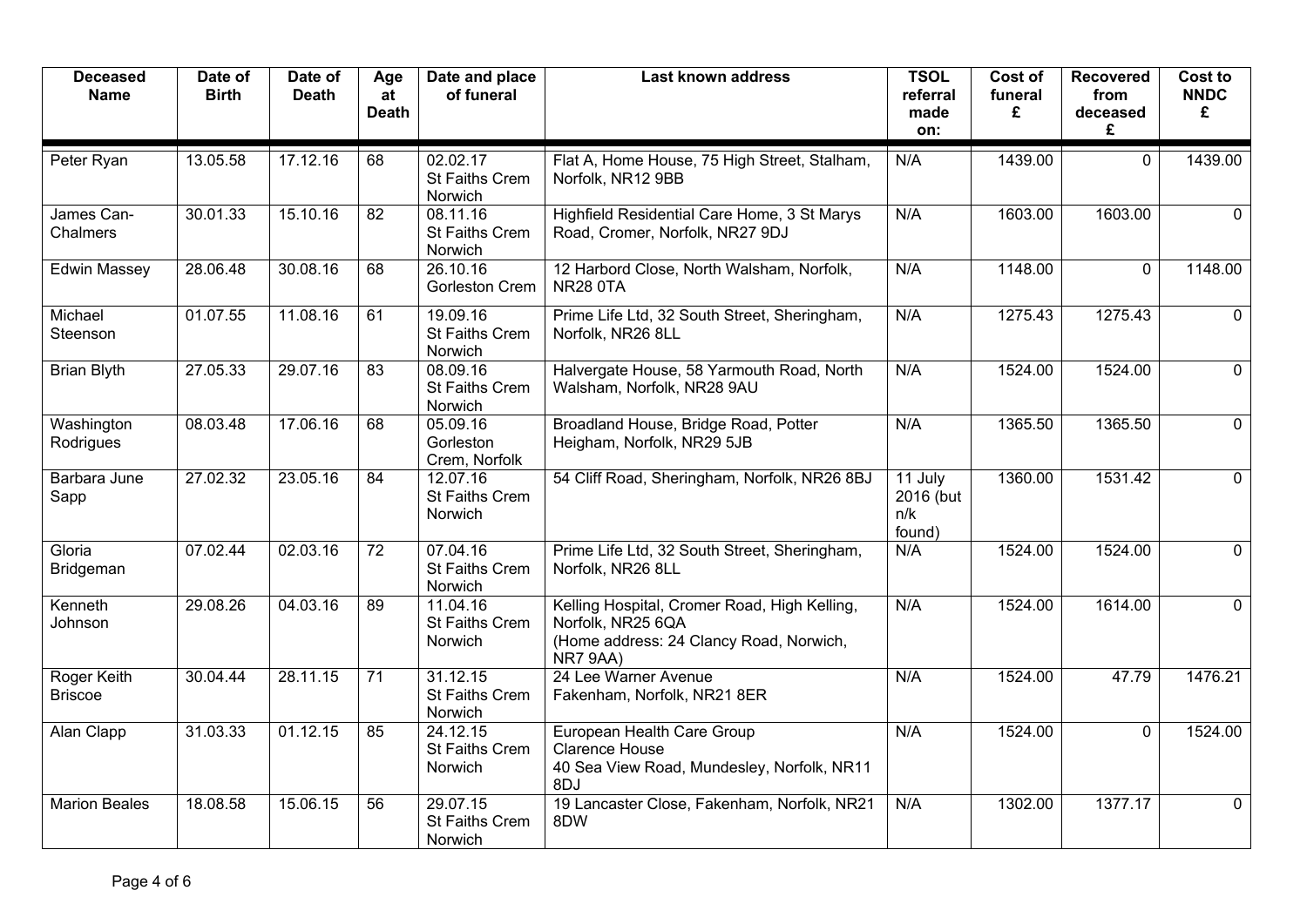| Deceased Name | Date of Birth | Date of Death | Age at Death | Date and place of funeral | Last known address | TSOL referral made on: | Cost of funeral £ | Recovered from deceased £ | Cost to NNDC £ |
|---|---|---|---|---|---|---|---|---|---|
| Peter Ryan | 13.05.58 | 17.12.16 | 68 | 02.02.17 St Faiths Crem Norwich | Flat A, Home House, 75 High Street, Stalham, Norfolk, NR12 9BB | N/A | 1439.00 | 0 | 1439.00 |
| James Can-Chalmers | 30.01.33 | 15.10.16 | 82 | 08.11.16 St Faiths Crem Norwich | Highfield Residential Care Home, 3 St Marys Road, Cromer, Norfolk, NR27 9DJ | N/A | 1603.00 | 1603.00 | 0 |
| Edwin Massey | 28.06.48 | 30.08.16 | 68 | 26.10.16 Gorleston Crem | 12 Harbord Close, North Walsham, Norfolk, NR28 0TA | N/A | 1148.00 | 0 | 1148.00 |
| Michael Steenson | 01.07.55 | 11.08.16 | 61 | 19.09.16 St Faiths Crem Norwich | Prime Life Ltd, 32 South Street, Sheringham, Norfolk, NR26 8LL | N/A | 1275.43 | 1275.43 | 0 |
| Brian Blyth | 27.05.33 | 29.07.16 | 83 | 08.09.16 St Faiths Crem Norwich | Halvergate House, 58 Yarmouth Road, North Walsham, Norfolk, NR28 9AU | N/A | 1524.00 | 1524.00 | 0 |
| Washington Rodrigues | 08.03.48 | 17.06.16 | 68 | 05.09.16 Gorleston Crem, Norfolk | Broadland House, Bridge Road, Potter Heigham, Norfolk, NR29 5JB | N/A | 1365.50 | 1365.50 | 0 |
| Barbara June Sapp | 27.02.32 | 23.05.16 | 84 | 12.07.16 St Faiths Crem Norwich | 54 Cliff Road, Sheringham, Norfolk, NR26 8BJ | 11 July 2016 (but n/k found) | 1360.00 | 1531.42 | 0 |
| Gloria Bridgeman | 07.02.44 | 02.03.16 | 72 | 07.04.16 St Faiths Crem Norwich | Prime Life Ltd, 32 South Street, Sheringham, Norfolk, NR26 8LL | N/A | 1524.00 | 1524.00 | 0 |
| Kenneth Johnson | 29.08.26 | 04.03.16 | 89 | 11.04.16 St Faiths Crem Norwich | Kelling Hospital, Cromer Road, High Kelling, Norfolk, NR25 6QA (Home address: 24 Clancy Road, Norwich, NR7 9AA) | N/A | 1524.00 | 1614.00 | 0 |
| Roger Keith Briscoe | 30.04.44 | 28.11.15 | 71 | 31.12.15 St Faiths Crem Norwich | 24 Lee Warner Avenue Fakenham, Norfolk, NR21 8ER | N/A | 1524.00 | 47.79 | 1476.21 |
| Alan Clapp | 31.03.33 | 01.12.15 | 85 | 24.12.15 St Faiths Crem Norwich | European Health Care Group Clarence House 40 Sea View Road, Mundesley, Norfolk, NR11 8DJ | N/A | 1524.00 | 0 | 1524.00 |
| Marion Beales | 18.08.58 | 15.06.15 | 56 | 29.07.15 St Faiths Crem Norwich | 19 Lancaster Close, Fakenham, Norfolk, NR21 8DW | N/A | 1302.00 | 1377.17 | 0 |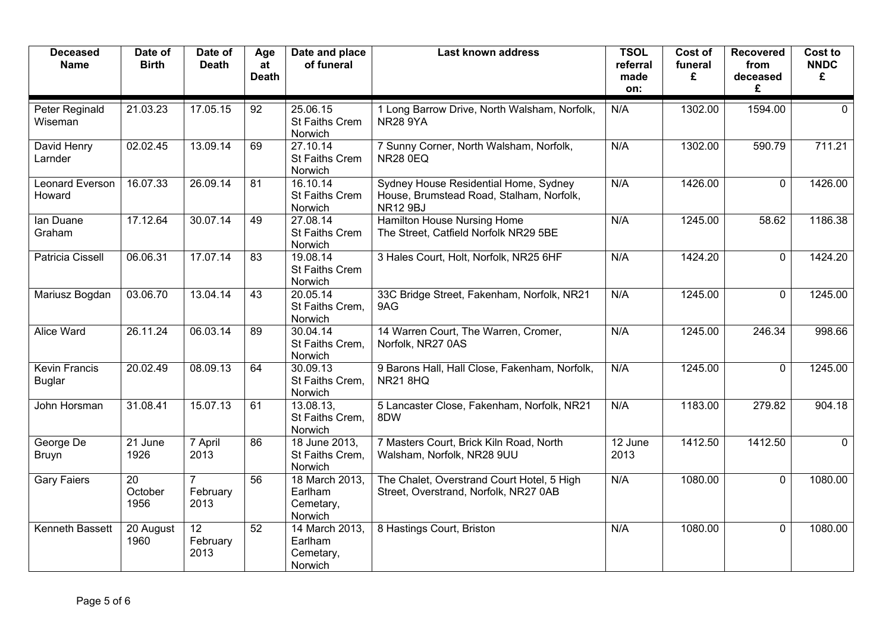| Deceased Name | Date of Birth | Date of Death | Age at Death | Date and place of funeral | Last known address | TSOL referral made on: | Cost of funeral £ | Recovered from deceased £ | Cost to NNDC £ |
|---|---|---|---|---|---|---|---|---|---|
| Peter Reginald Wiseman | 21.03.23 | 17.05.15 | 92 | 25.06.15 St Faiths Crem Norwich | 1 Long Barrow Drive, North Walsham, Norfolk, NR28 9YA | N/A | 1302.00 | 1594.00 | 0 |
| David Henry Larnder | 02.02.45 | 13.09.14 | 69 | 27.10.14 St Faiths Crem Norwich | 7 Sunny Corner, North Walsham, Norfolk, NR28 0EQ | N/A | 1302.00 | 590.79 | 711.21 |
| Leonard Everson Howard | 16.07.33 | 26.09.14 | 81 | 16.10.14 St Faiths Crem Norwich | Sydney House Residential Home, Sydney House, Brumstead Road, Stalham, Norfolk, NR12 9BJ | N/A | 1426.00 | 0 | 1426.00 |
| Ian Duane Graham | 17.12.64 | 30.07.14 | 49 | 27.08.14 St Faiths Crem Norwich | Hamilton House Nursing Home The Street, Catfield Norfolk NR29 5BE | N/A | 1245.00 | 58.62 | 1186.38 |
| Patricia Cissell | 06.06.31 | 17.07.14 | 83 | 19.08.14 St Faiths Crem Norwich | 3 Hales Court, Holt, Norfolk, NR25 6HF | N/A | 1424.20 | 0 | 1424.20 |
| Mariusz Bogdan | 03.06.70 | 13.04.14 | 43 | 20.05.14 St Faiths Crem, Norwich | 33C Bridge Street, Fakenham, Norfolk, NR21 9AG | N/A | 1245.00 | 0 | 1245.00 |
| Alice Ward | 26.11.24 | 06.03.14 | 89 | 30.04.14 St Faiths Crem, Norwich | 14 Warren Court, The Warren, Cromer, Norfolk, NR27 0AS | N/A | 1245.00 | 246.34 | 998.66 |
| Kevin Francis Buglar | 20.02.49 | 08.09.13 | 64 | 30.09.13 St Faiths Crem, Norwich | 9 Barons Hall, Hall Close, Fakenham, Norfolk, NR21 8HQ | N/A | 1245.00 | 0 | 1245.00 |
| John Horsman | 31.08.41 | 15.07.13 | 61 | 13.08.13, St Faiths Crem, Norwich | 5 Lancaster Close, Fakenham, Norfolk, NR21 8DW | N/A | 1183.00 | 279.82 | 904.18 |
| George De Bruyn | 21 June 1926 | 7 April 2013 | 86 | 18 June 2013, St Faiths Crem, Norwich | 7 Masters Court, Brick Kiln Road, North Walsham, Norfolk, NR28 9UU | 12 June 2013 | 1412.50 | 1412.50 | 0 |
| Gary Faiers | 20 October 1956 | 7 February 2013 | 56 | 18 March 2013, Earlham Cemetary, Norwich | The Chalet, Overstrand Court Hotel, 5 High Street, Overstrand, Norfolk, NR27 0AB | N/A | 1080.00 | 0 | 1080.00 |
| Kenneth Bassett | 20 August 1960 | 12 February 2013 | 52 | 14 March 2013, Earlham Cemetary, Norwich | 8 Hastings Court, Briston | N/A | 1080.00 | 0 | 1080.00 |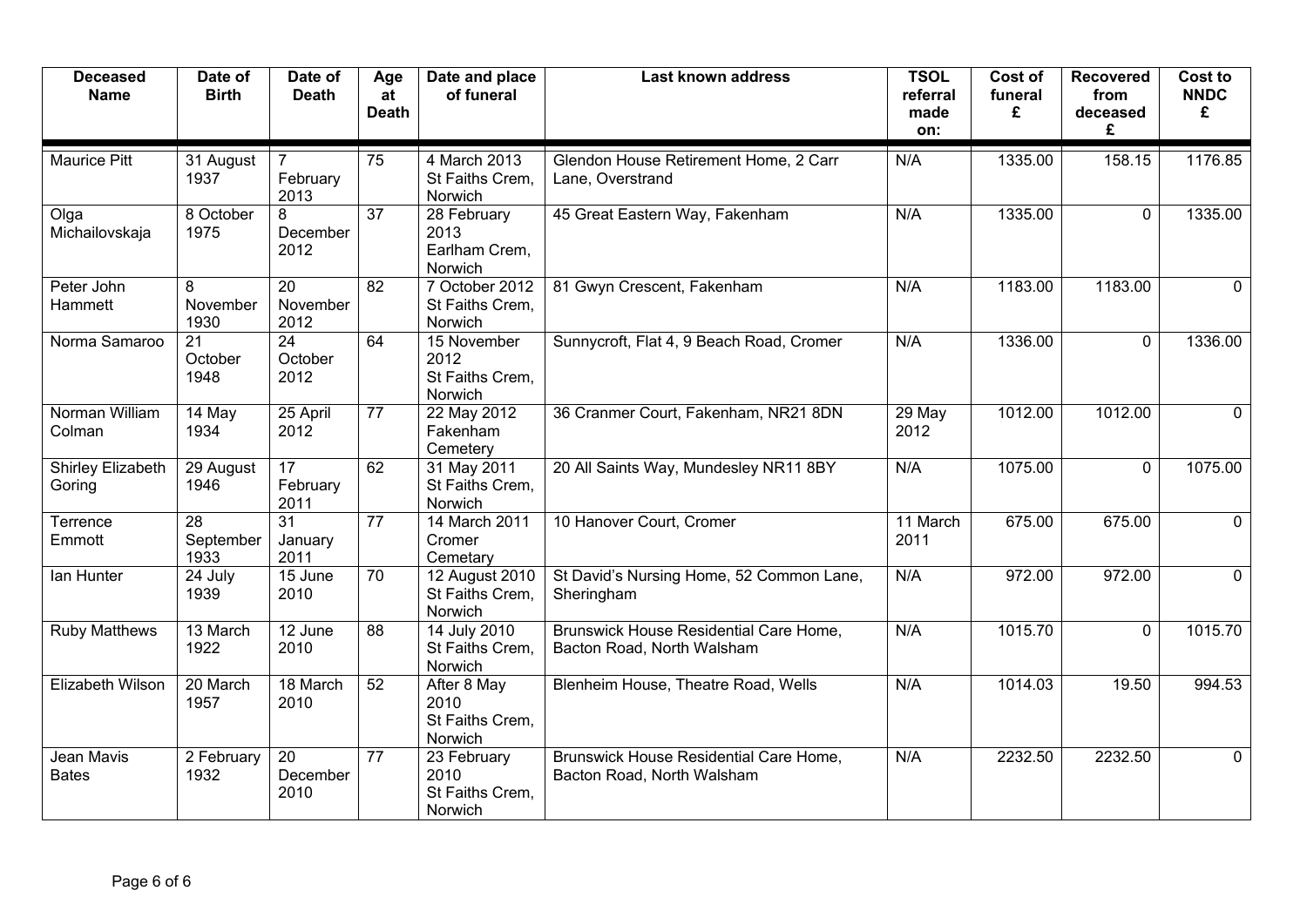| Deceased Name | Date of Birth | Date of Death | Age at Death | Date and place of funeral | Last known address | TSOL referral made on: | Cost of funeral £ | Recovered from deceased £ | Cost to NNDC £ |
|---|---|---|---|---|---|---|---|---|---|
| Maurice Pitt | 31 August 1937 | 7 February 2013 | 75 | 4 March 2013 St Faiths Crem, Norwich | Glendon House Retirement Home, 2 Carr Lane, Overstrand | N/A | 1335.00 | 158.15 | 1176.85 |
| Olga Michailovskaja | 8 October 1975 | 8 December 2012 | 37 | 28 February 2013 Earlham Crem, Norwich | 45 Great Eastern Way, Fakenham | N/A | 1335.00 | 0 | 1335.00 |
| Peter John Hammett | 8 November 1930 | 20 November 2012 | 82 | 7 October 2012 St Faiths Crem, Norwich | 81 Gwyn Crescent, Fakenham | N/A | 1183.00 | 1183.00 | 0 |
| Norma Samaroo | 21 October 1948 | 24 October 2012 | 64 | 15 November 2012 St Faiths Crem, Norwich | Sunnycroft, Flat 4, 9 Beach Road, Cromer | N/A | 1336.00 | 0 | 1336.00 |
| Norman William Colman | 14 May 1934 | 25 April 2012 | 77 | 22 May 2012 Fakenham Cemetery | 36 Cranmer Court, Fakenham, NR21 8DN | 29 May 2012 | 1012.00 | 1012.00 | 0 |
| Shirley Elizabeth Goring | 29 August 1946 | 17 February 2011 | 62 | 31 May 2011 St Faiths Crem, Norwich | 20 All Saints Way, Mundesley NR11 8BY | N/A | 1075.00 | 0 | 1075.00 |
| Terrence Emmott | 28 September 1933 | 31 January 2011 | 77 | 14 March 2011 Cromer Cemetary | 10 Hanover Court, Cromer | 11 March 2011 | 675.00 | 675.00 | 0 |
| Ian Hunter | 24 July 1939 | 15 June 2010 | 70 | 12 August 2010 St Faiths Crem, Norwich | St David's Nursing Home, 52 Common Lane, Sheringham | N/A | 972.00 | 972.00 | 0 |
| Ruby Matthews | 13 March 1922 | 12 June 2010 | 88 | 14 July 2010 St Faiths Crem, Norwich | Brunswick House Residential Care Home, Bacton Road, North Walsham | N/A | 1015.70 | 0 | 1015.70 |
| Elizabeth Wilson | 20 March 1957 | 18 March 2010 | 52 | After 8 May 2010 St Faiths Crem, Norwich | Blenheim House, Theatre Road, Wells | N/A | 1014.03 | 19.50 | 994.53 |
| Jean Mavis Bates | 2 February 1932 | 20 December 2010 | 77 | 23 February 2010 St Faiths Crem, Norwich | Brunswick House Residential Care Home, Bacton Road, North Walsham | N/A | 2232.50 | 2232.50 | 0 |